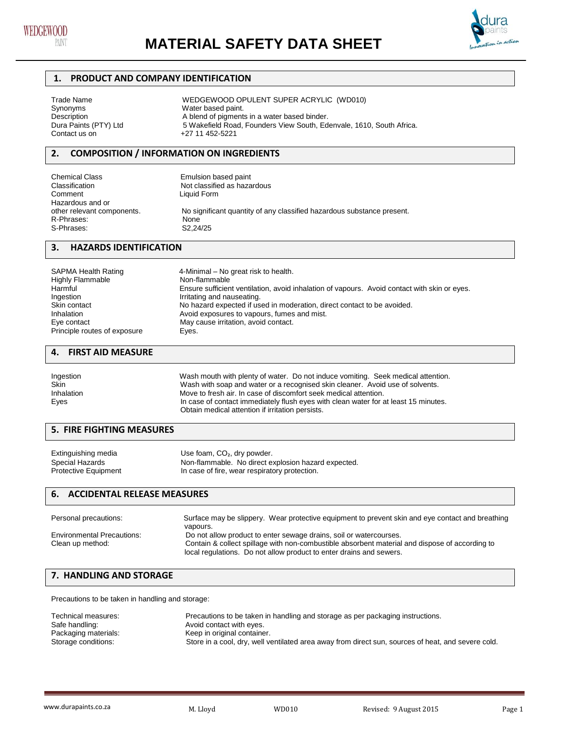# MATERIAL SAFETY DATA SHEET

## 1. PRODUCT AND COMPANY IDENTIFICATION

| | |
|---|---|
| Trade Name | WEDGEWOOD OPULENT SUPER ACRYLIC (WD010) |
| Synonyms | Water based paint. |
| Description | A blend of pigments in a water based binder. |
| Dura Paints (PTY) Ltd | 5 Wakefield Road, Founders View South, Edenvale, 1610, South Africa. |
| Contact us on | +27 11 452-5221 |

## 2. COMPOSITION / INFORMATION ON INGREDIENTS

| | |
|---|---|
| Chemical Class | Emulsion based paint |
| Classification | Not classified as hazardous |
| Comment | Liquid Form |
| Hazardous and or other relevant components. | No significant quantity of any classified hazardous substance present. |
| R-Phrases: | None |
| S-Phrases: | S2,24/25 |

## 3. HAZARDS IDENTIFICATION

| | |
|---|---|
| SAPMA Health Rating | 4-Minimal – No great risk to health. |
| Highly Flammable | Non-flammable |
| Harmful | Ensure sufficient ventilation, avoid inhalation of vapours. Avoid contact with skin or eyes. |
| Ingestion | Irritating and nauseating. |
| Skin contact | No hazard expected if used in moderation, direct contact to be avoided. |
| Inhalation | Avoid exposures to vapours, fumes and mist. |
| Eye contact | May cause irritation, avoid contact. |
| Principle routes of exposure | Eyes. |

## 4. FIRST AID MEASURE

| | |
|---|---|
| Ingestion | Wash mouth with plenty of water. Do not induce vomiting. Seek medical attention. |
| Skin | Wash with soap and water or a recognised skin cleaner. Avoid use of solvents. |
| Inhalation | Move to fresh air. In case of discomfort seek medical attention. |
| Eyes | In case of contact immediately flush eyes with clean water for at least 15 minutes. Obtain medical attention if irritation persists. |

## 5. FIRE FIGHTING MEASURES

| | |
|---|---|
| Extinguishing media | Use foam, $CO_2$, dry powder. |
| Special Hazards | Non-flammable. No direct explosion hazard expected. |
| Protective Equipment | In case of fire, wear respiratory protection. |

## 6. ACCIDENTAL RELEASE MEASURES

| | |
|---|---|
| Personal precautions: | Surface may be slippery. Wear protective equipment to prevent skin and eye contact and breathing vapours. |
| Environmental Precautions: | Do not allow product to enter sewage drains, soil or watercourses. |
| Clean up method: | Contain & collect spillage with non-combustible absorbent material and dispose of according to local regulations. Do not allow product to enter drains and sewers. |

## 7. HANDLING AND STORAGE

Precautions to be taken in handling and storage:

| | |
|---|---|
| Technical measures: | Precautions to be taken in handling and storage as per packaging instructions. |
| Safe handling: | Avoid contact with eyes. |
| Packaging materials: | Keep in original container. |
| Storage conditions: | Store in a cool, dry, well ventilated area away from direct sun, sources of heat, and severe cold. |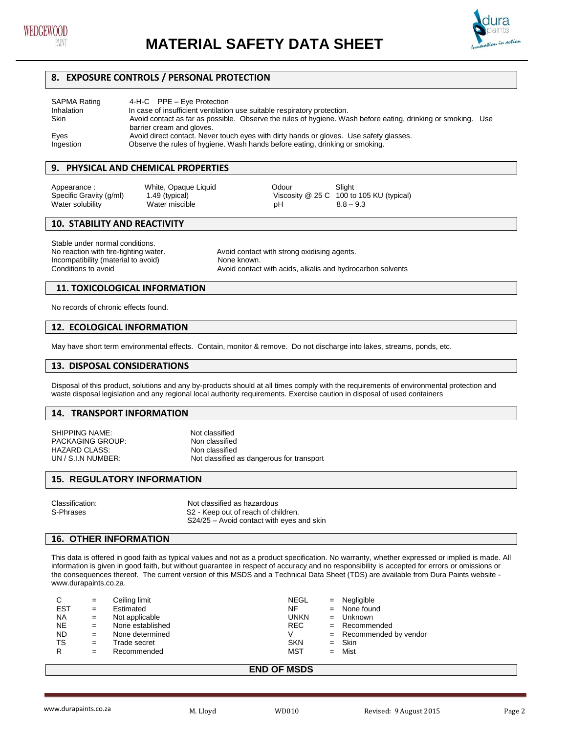# MATERIAL SAFETY DATA SHEET

## 8. EXPOSURE CONTROLS / PERSONAL PROTECTION

| | |
|---|---|
| SAPMA Rating | 4-H-C PPE – Eye Protection |
| Inhalation | In case of insufficient ventilation use suitable respiratory protection. |
| Skin | Avoid contact as far as possible. Observe the rules of hygiene. Wash before eating, drinking or smoking. Use barrier cream and gloves. |
| Eyes | Avoid direct contact. Never touch eyes with dirty hands or gloves. Use safety glasses. |
| Ingestion | Observe the rules of hygiene. Wash hands before eating, drinking or smoking. |

## 9. PHYSICAL AND CHEMICAL PROPERTIES

| | | | |
|---|---|---|---|
| Appearance : | White, Opaque Liquid | Odour | Slight |
| Specific Gravity (g/ml) | 1.49 (typical) | Viscosity @ 25 C | 100 to 105 KU (typical) |
| Water solubility | Water miscible | pH | 8.8 – 9.3 |

## 10. STABILITY AND REACTIVITY

| | |
|---|---|
| Stable under normal conditions. | |
| No reaction with fire-fighting water. | Avoid contact with strong oxidising agents. |
| Incompatibility (material to avoid) | None known. |
| Conditions to avoid | Avoid contact with acids, alkalis and hydrocarbon solvents |

## 11. TOXICOLOGICAL INFORMATION

No records of chronic effects found.

## 12. ECOLOGICAL INFORMATION

May have short term environmental effects. Contain, monitor & remove. Do not discharge into lakes, streams, ponds, etc.

## 13. DISPOSAL CONSIDERATIONS

Disposal of this product, solutions and any by-products should at all times comply with the requirements of environmental protection and waste disposal legislation and any regional local authority requirements. Exercise caution in disposal of used containers

## 14. TRANSPORT INFORMATION

| | |
|---|---|
| SHIPPING NAME: | Not classified |
| PACKAGING GROUP: | Non classified |
| HAZARD CLASS: | Non classified |
| UN / S.I.N NUMBER: | Not classified as dangerous for transport |

## 15. REGULATORY INFORMATION

| | |
|---|---|
| Classification: | Not classified as hazardous |
| S-Phrases | S2 - Keep out of reach of children. |
| | S24/25 – Avoid contact with eyes and skin |

## 16. OTHER INFORMATION

This data is offered in good faith as typical values and not as a product specification. No warranty, whether expressed or implied is made. All information is given in good faith, but without guarantee in respect of accuracy and no responsibility is accepted for errors or omissions or the consequences thereof. The current version of this MSDS and a Technical Data Sheet (TDS) are available from Dura Paints website - www.durapaints.co.za.

| | | | | | |
|---|---|---|---|---|---|
| C | = | Ceiling limit | NEGL | = | Negligible |
| EST | = | Estimated | NF | = | None found |
| NA | = | Not applicable | UNKN | = | Unknown |
| NE | = | None established | REC | = | Recommended |
| ND | = | None determined | V | = | Recommended by vendor |
| TS | = | Trade secret | SKN | = | Skin |
| R | = | Recommended | MST | = | Mist |

**END OF MSDS**

www.durapaints.co.za M. Lloyd WD010 Revised: 9 August 2015